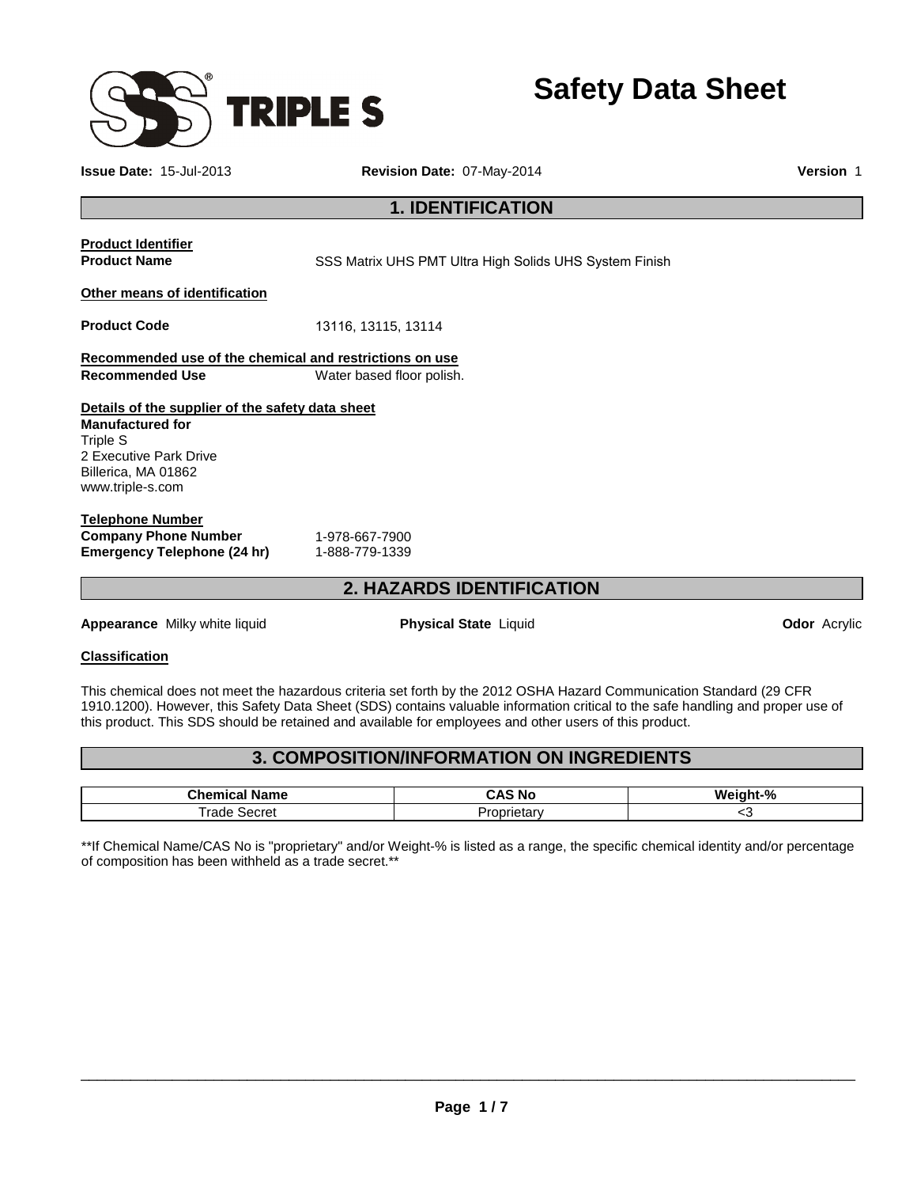# Safety Data Sheet

**Issue Date:** 15-Jul-2013 **Revision Date:** 07-May-2014 **Version** 1

## 1. IDENTIFICATION

**Product Identifier**

**Product Name** SSS Matrix UHS PMT Ultra High Solids UHS System Finish

**Other means of identification**

**Product Code** 13116, 13115, 13114

**Recommended use of the chemical and restrictions on use**

**Recommended Use** Water based floor polish.

**Details of the supplier of the safety data sheet**

**Manufactured for**
Triple S
2 Executive Park Drive
Billerica, MA 01862
www.triple-s.com

**Telephone Number**

**Company Phone Number** 1-978-667-7900
**Emergency Telephone (24 hr)** 1-888-779-1339

## 2. HAZARDS IDENTIFICATION

**Appearance** Milky white liquid **Physical State** Liquid **Odor** Acrylic

**Classification**

This chemical does not meet the hazardous criteria set forth by the 2012 OSHA Hazard Communication Standard (29 CFR 1910.1200). However, this Safety Data Sheet (SDS) contains valuable information critical to the safe handling and proper use of this product. This SDS should be retained and available for employees and other users of this product.

## 3. COMPOSITION/INFORMATION ON INGREDIENTS

| Chemical Name | CAS No | Weight-% |
|---|---|---|
| Trade Secret | Proprietary | <3 |

**If Chemical Name/CAS No is "proprietary" and/or Weight-% is listed as a range, the specific chemical identity and/or percentage of composition has been withheld as a trade secret.**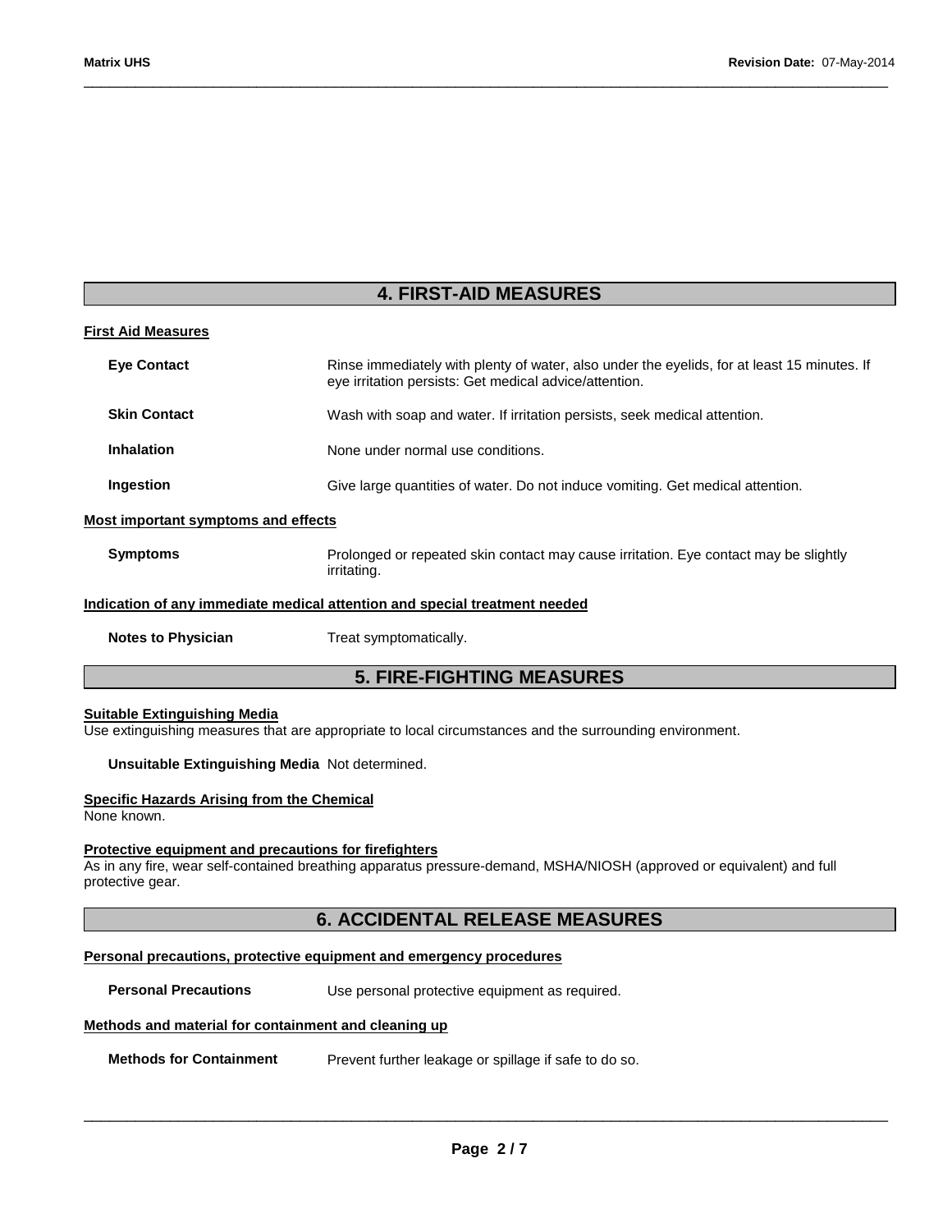## 4. FIRST-AID MEASURES

**First Aid Measures**

**Eye Contact** Rinse immediately with plenty of water, also under the eyelids, for at least 15 minutes. If eye irritation persists: Get medical advice/attention.

**Skin Contact** Wash with soap and water. If irritation persists, seek medical attention.

**Inhalation** None under normal use conditions.

**Ingestion** Give large quantities of water. Do not induce vomiting. Get medical attention.

**Most important symptoms and effects**

**Symptoms** Prolonged or repeated skin contact may cause irritation. Eye contact may be slightly irritating.

**Indication of any immediate medical attention and special treatment needed**

**Notes to Physician** Treat symptomatically.

## 5. FIRE-FIGHTING MEASURES

**Suitable Extinguishing Media**

Use extinguishing measures that are appropriate to local circumstances and the surrounding environment.

**Unsuitable Extinguishing Media** Not determined.

**Specific Hazards Arising from the Chemical**

None known.

**Protective equipment and precautions for firefighters**

As in any fire, wear self-contained breathing apparatus pressure-demand, MSHA/NIOSH (approved or equivalent) and full protective gear.

## 6. ACCIDENTAL RELEASE MEASURES

**Personal precautions, protective equipment and emergency procedures**

**Personal Precautions** Use personal protective equipment as required.

**Methods and material for containment and cleaning up**

**Methods for Containment** Prevent further leakage or spillage if safe to do so.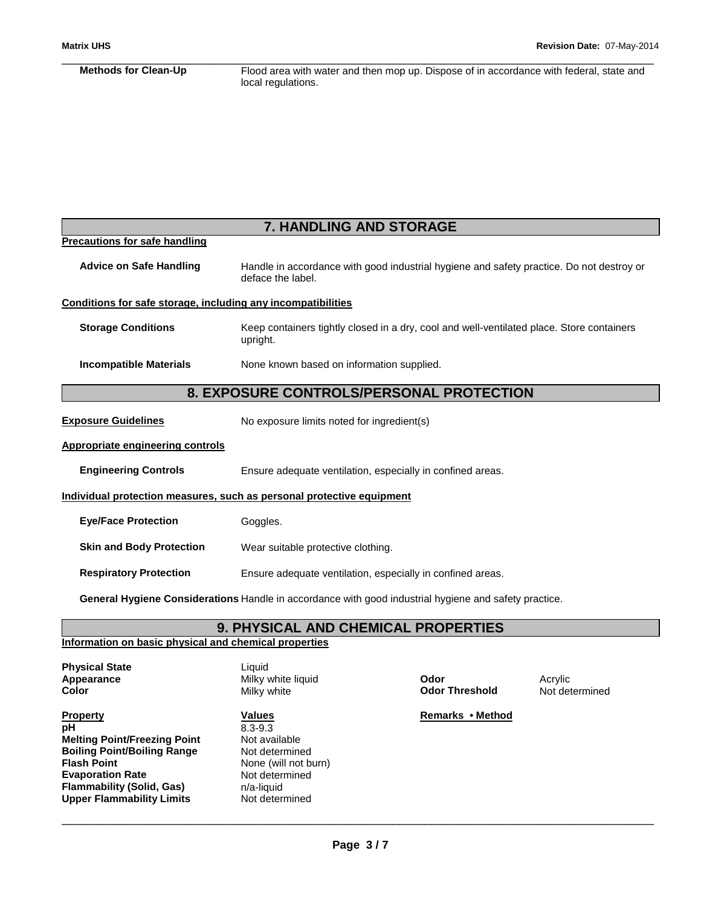**Methods for Clean-Up** Flood area with water and then mop up. Dispose of in accordance with federal, state and local regulations.

## 7. HANDLING AND STORAGE

**Precautions for safe handling**

**Advice on Safe Handling** Handle in accordance with good industrial hygiene and safety practice. Do not destroy or deface the label.

**Conditions for safe storage, including any incompatibilities**

**Storage Conditions** Keep containers tightly closed in a dry, cool and well-ventilated place. Store containers upright.

**Incompatible Materials** None known based on information supplied.

## 8. EXPOSURE CONTROLS/PERSONAL PROTECTION

**Exposure Guidelines** No exposure limits noted for ingredient(s)

**Appropriate engineering controls**

**Engineering Controls** Ensure adequate ventilation, especially in confined areas.

**Individual protection measures, such as personal protective equipment**

**Eye/Face Protection** Goggles.

**Skin and Body Protection** Wear suitable protective clothing.

**Respiratory Protection** Ensure adequate ventilation, especially in confined areas.

**General Hygiene Considerations** Handle in accordance with good industrial hygiene and safety practice.

## 9. PHYSICAL AND CHEMICAL PROPERTIES

**Information on basic physical and chemical properties**

**Physical State** Liquid
**Appearance** Milky white liquid
**Color** Milky white
**Odor** Acrylic
**Odor Threshold** Not determined

| Property | Values | Remarks • Method |
|---|---|---|
| **pH** | 8.3-9.3 | |
| **Melting Point/Freezing Point** | Not available | |
| **Boiling Point/Boiling Range** | Not determined | |
| **Flash Point** | None (will not burn) | |
| **Evaporation Rate** | Not determined | |
| **Flammability (Solid, Gas)** | n/a-liquid | |
| **Upper Flammability Limits** | Not determined | |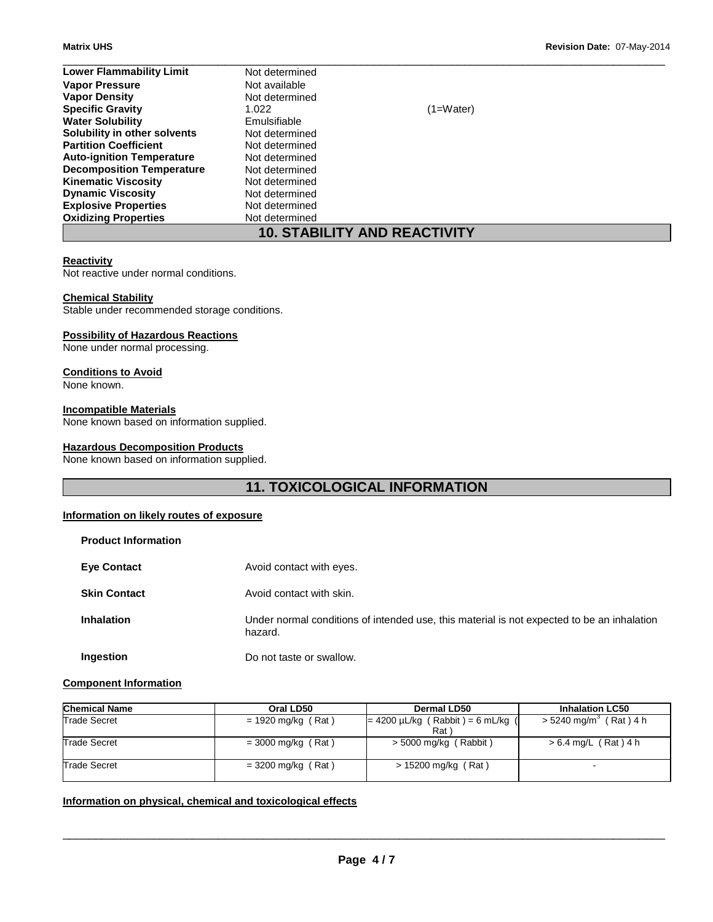| | | |
|---|---|---|
| **Lower Flammability Limit** | Not determined | |
| **Vapor Pressure** | Not available | |
| **Vapor Density** | Not determined | |
| **Specific Gravity** | 1.022 | (1=Water) |
| **Water Solubility** | Emulsifiable | |
| **Solubility in other solvents** | Not determined | |
| **Partition Coefficient** | Not determined | |
| **Auto-ignition Temperature** | Not determined | |
| **Decomposition Temperature** | Not determined | |
| **Kinematic Viscosity** | Not determined | |
| **Dynamic Viscosity** | Not determined | |
| **Explosive Properties** | Not determined | |
| **Oxidizing Properties** | Not determined | |

## 10. STABILITY AND REACTIVITY

**Reactivity**
Not reactive under normal conditions.

**Chemical Stability**
Stable under recommended storage conditions.

**Possibility of Hazardous Reactions**
None under normal processing.

**Conditions to Avoid**
None known.

**Incompatible Materials**
None known based on information supplied.

**Hazardous Decomposition Products**
None known based on information supplied.

## 11. TOXICOLOGICAL INFORMATION

**Information on likely routes of exposure**

**Product Information**

| | |
|---|---|
| **Eye Contact** | Avoid contact with eyes. |
| **Skin Contact** | Avoid contact with skin. |
| **Inhalation** | Under normal conditions of intended use, this material is not expected to be an inhalation hazard. |
| **Ingestion** | Do not taste or swallow. |

**Component Information**

| Chemical Name | Oral LD50 | Dermal LD50 | Inhalation LC50 |
|---|---|---|---|
| Trade Secret | = 1920 mg/kg ( Rat ) | = 4200 µL/kg ( Rabbit ) = 6 mL/kg ( Rat ) | > 5240 mg/m$^3$ ( Rat ) 4 h |
| Trade Secret | = 3000 mg/kg ( Rat ) | > 5000 mg/kg ( Rabbit ) | > 6.4 mg/L ( Rat ) 4 h |
| Trade Secret | = 3200 mg/kg ( Rat ) | > 15200 mg/kg ( Rat ) | - |

**Information on physical, chemical and toxicological effects**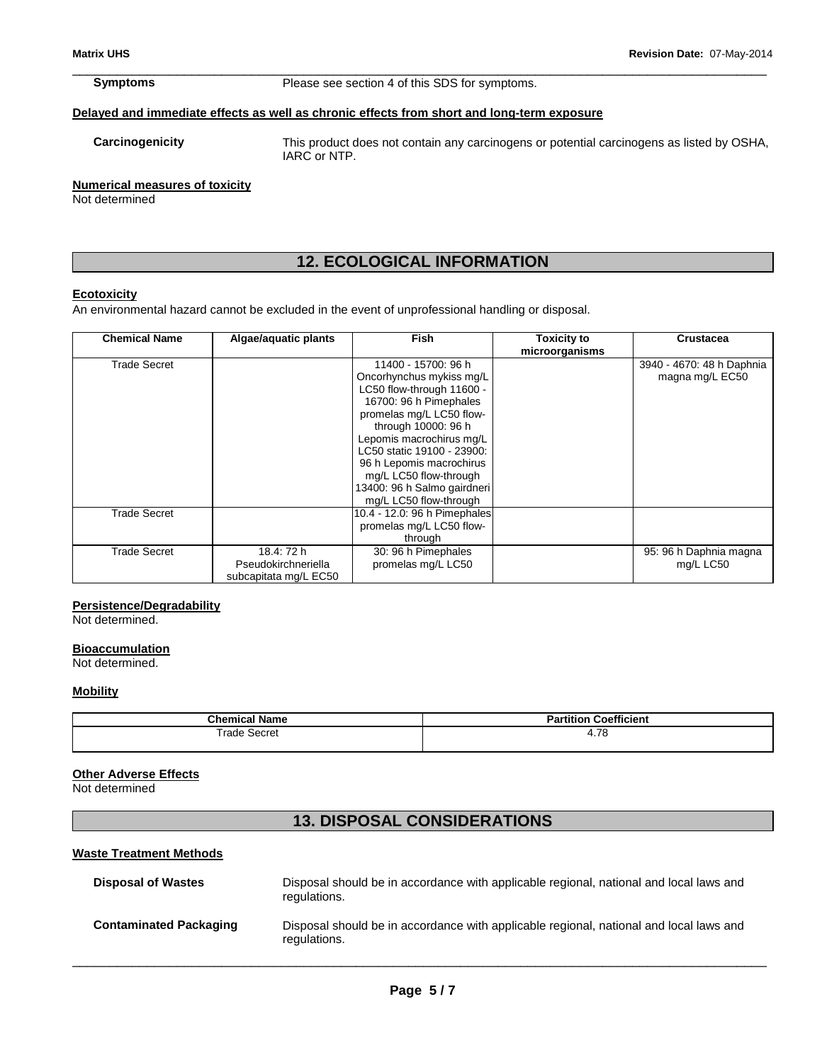**Symptoms** Please see section 4 of this SDS for symptoms.

**Delayed and immediate effects as well as chronic effects from short and long-term exposure**

**Carcinogenicity** This product does not contain any carcinogens or potential carcinogens as listed by OSHA, IARC or NTP.

**Numerical measures of toxicity**
Not determined

## 12. ECOLOGICAL INFORMATION

**Ecotoxicity**
An environmental hazard cannot be excluded in the event of unprofessional handling or disposal.

| Chemical Name | Algae/aquatic plants | Fish | Toxicity to microorganisms | Crustacea |
|---|---|---|---|---|
| Trade Secret | | 11400 - 15700: 96 h Oncorhynchus mykiss mg/L LC50 flow-through 11600 - 16700: 96 h Pimephales promelas mg/L LC50 flow-through 10000: 96 h Lepomis macrochirus mg/L LC50 static 19100 - 23900: 96 h Lepomis macrochirus mg/L LC50 flow-through 13400: 96 h Salmo gairdneri mg/L LC50 flow-through | | 3940 - 4670: 48 h Daphnia magna mg/L EC50 |
| Trade Secret | | 10.4 - 12.0: 96 h Pimephales promelas mg/L LC50 flow-through | | |
| Trade Secret | 18.4: 72 h Pseudokirchneriella subcapitata mg/L EC50 | 30: 96 h Pimephales promelas mg/L LC50 | | 95: 96 h Daphnia magna mg/L LC50 |

**Persistence/Degradability**
Not determined.

**Bioaccumulation**
Not determined.

**Mobility**

| Chemical Name | Partition Coefficient |
|---|---|
| Trade Secret | 4.78 |

**Other Adverse Effects**
Not determined

## 13. DISPOSAL CONSIDERATIONS

**Waste Treatment Methods**

**Disposal of Wastes** Disposal should be in accordance with applicable regional, national and local laws and regulations.

**Contaminated Packaging** Disposal should be in accordance with applicable regional, national and local laws and regulations.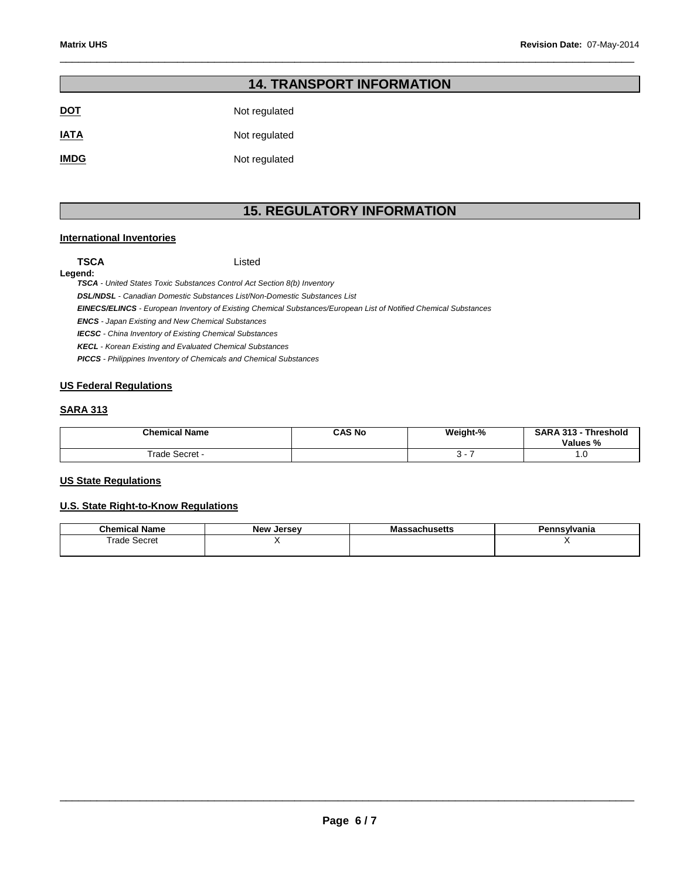## 14. TRANSPORT INFORMATION

**DOT** Not regulated

**IATA** Not regulated

**IMDG** Not regulated

## 15. REGULATORY INFORMATION

### International Inventories

**TSCA** Listed

**Legend:**

***TSCA*** *- United States Toxic Substances Control Act Section 8(b) Inventory*
***DSL/NDSL*** *- Canadian Domestic Substances List/Non-Domestic Substances List*
***EINECS/ELINCS*** *- European Inventory of Existing Chemical Substances/European List of Notified Chemical Substances*
***ENCS*** *- Japan Existing and New Chemical Substances*
***IECSC*** *- China Inventory of Existing Chemical Substances*
***KECL*** *- Korean Existing and Evaluated Chemical Substances*
***PICCS*** *- Philippines Inventory of Chemicals and Chemical Substances*

### US Federal Regulations

### SARA 313

| Chemical Name | CAS No | Weight-% | SARA 313 - Threshold Values % |
|---|---|---|---|
| Trade Secret - | | 3 - 7 | 1.0 |

### US State Regulations

### U.S. State Right-to-Know Regulations

| Chemical Name | New Jersey | Massachusetts | Pennsylvania |
|---|---|---|---|
| Trade Secret | X | | X |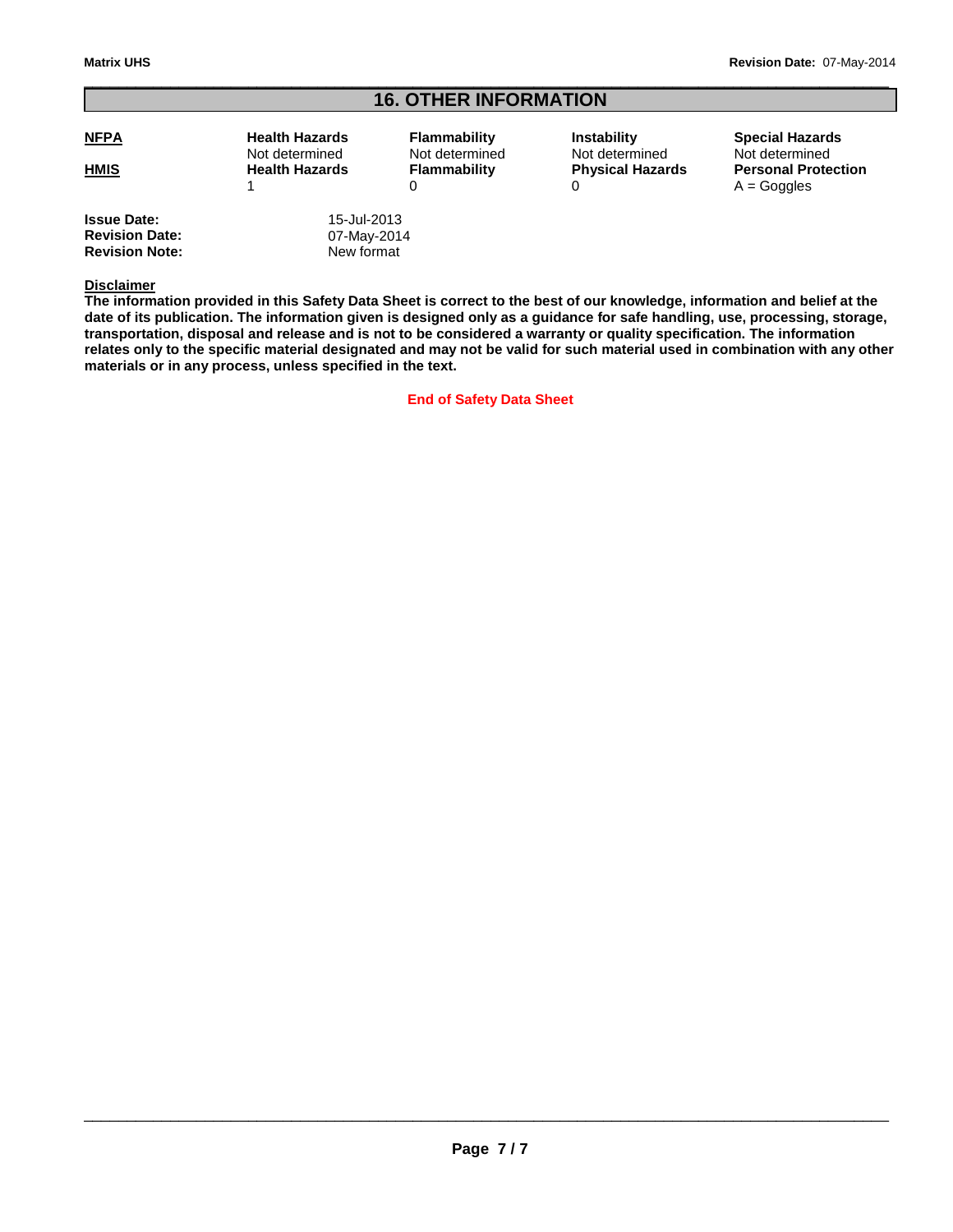## 16. OTHER INFORMATION

| | | | | |
|---|---|---|---|---|
| **NFPA** | **Health Hazards** Not determined | **Flammability** Not determined | **Instability** Not determined | **Special Hazards** Not determined |
| **HMIS** | **Health Hazards** 1 | **Flammability** 0 | **Physical Hazards** 0 | **Personal Protection** A = Goggles |

**Issue Date:** 15-Jul-2013
**Revision Date:** 07-May-2014
**Revision Note:** New format

**Disclaimer**

**The information provided in this Safety Data Sheet is correct to the best of our knowledge, information and belief at the date of its publication. The information given is designed only as a guidance for safe handling, use, processing, storage, transportation, disposal and release and is not to be considered a warranty or quality specification. The information relates only to the specific material designated and may not be valid for such material used in combination with any other materials or in any process, unless specified in the text.**

**End of Safety Data Sheet**